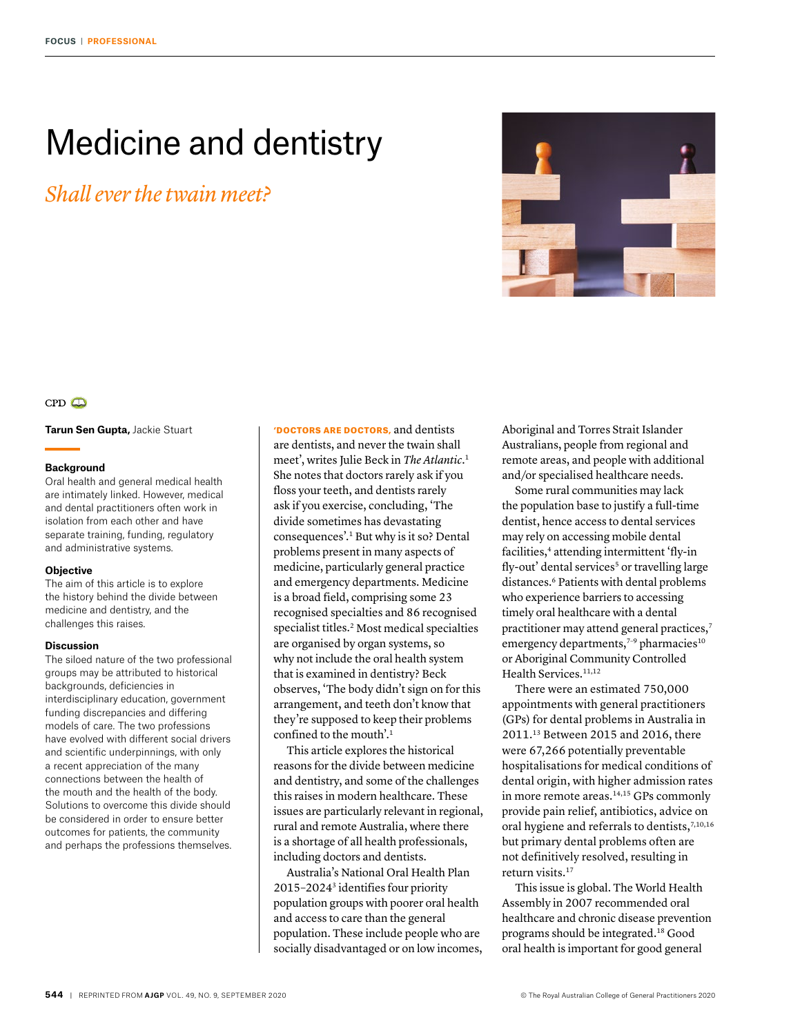# Medicine and dentistry

## *Shall ever the twain meet?*

CPD

**Tarun Sen Gupta,** Jackie Stuart

### Background

Oral health and general medical health are intimately linked. However, medical and dental practitioners often work in isolation from each other and have separate training, funding, regulatory and administrative systems.

### Objective

The aim of this article is to explore the history behind the divide between medicine and dentistry, and the challenges this raises.

### Discussion

The siloed nature of the two professional groups may be attributed to historical backgrounds, deficiencies in interdisciplinary education, government funding discrepancies and differing models of care. The two professions have evolved with different social drivers and scientific underpinnings, with only a recent appreciation of the many connections between the health of the mouth and the health of the body. Solutions to overcome this divide should be considered in order to ensure better outcomes for patients, the community and perhaps the professions themselves.

**'DOCTORS ARE DOCTORS,** and dentists are dentists, and never the twain shall meet', writes Julie Beck in *The Atlantic*.[1] She notes that doctors rarely ask if you floss your teeth, and dentists rarely ask if you exercise, concluding, 'The divide sometimes has devastating consequences'.[1] But why is it so? Dental problems present in many aspects of medicine, particularly general practice and emergency departments. Medicine is a broad field, comprising some 23 recognised specialties and 86 recognised specialist titles.[2] Most medical specialties are organised by organ systems, so why not include the oral health system that is examined in dentistry? Beck observes, 'The body didn't sign on for this arrangement, and teeth don't know that they're supposed to keep their problems confined to the mouth'.[1]

This article explores the historical reasons for the divide between medicine and dentistry, and some of the challenges this raises in modern healthcare. These issues are particularly relevant in regional, rural and remote Australia, where there is a shortage of all health professionals, including doctors and dentists.

Australia's National Oral Health Plan 2015–2024[3] identifies four priority population groups with poorer oral health and access to care than the general population. These include people who are socially disadvantaged or on low incomes, Aboriginal and Torres Strait Islander Australians, people from regional and remote areas, and people with additional and/or specialised healthcare needs.

Some rural communities may lack the population base to justify a full-time dentist, hence access to dental services may rely on accessing mobile dental facilities,[4] attending intermittent 'fly-in fly-out' dental services[5] or travelling large distances.[6] Patients with dental problems who experience barriers to accessing timely oral healthcare with a dental practitioner may attend general practices,[7] emergency departments,[7–9] pharmacies[10] or Aboriginal Community Controlled Health Services.[11,12]

There were an estimated 750,000 appointments with general practitioners (GPs) for dental problems in Australia in 2011.[13] Between 2015 and 2016, there were 67,266 potentially preventable hospitalisations for medical conditions of dental origin, with higher admission rates in more remote areas.[14,15] GPs commonly provide pain relief, antibiotics, advice on oral hygiene and referrals to dentists,[7,10,16] but primary dental problems often are not definitively resolved, resulting in return visits.[17]

This issue is global. The World Health Assembly in 2007 recommended oral healthcare and chronic disease prevention programs should be integrated.[18] Good oral health is important for good general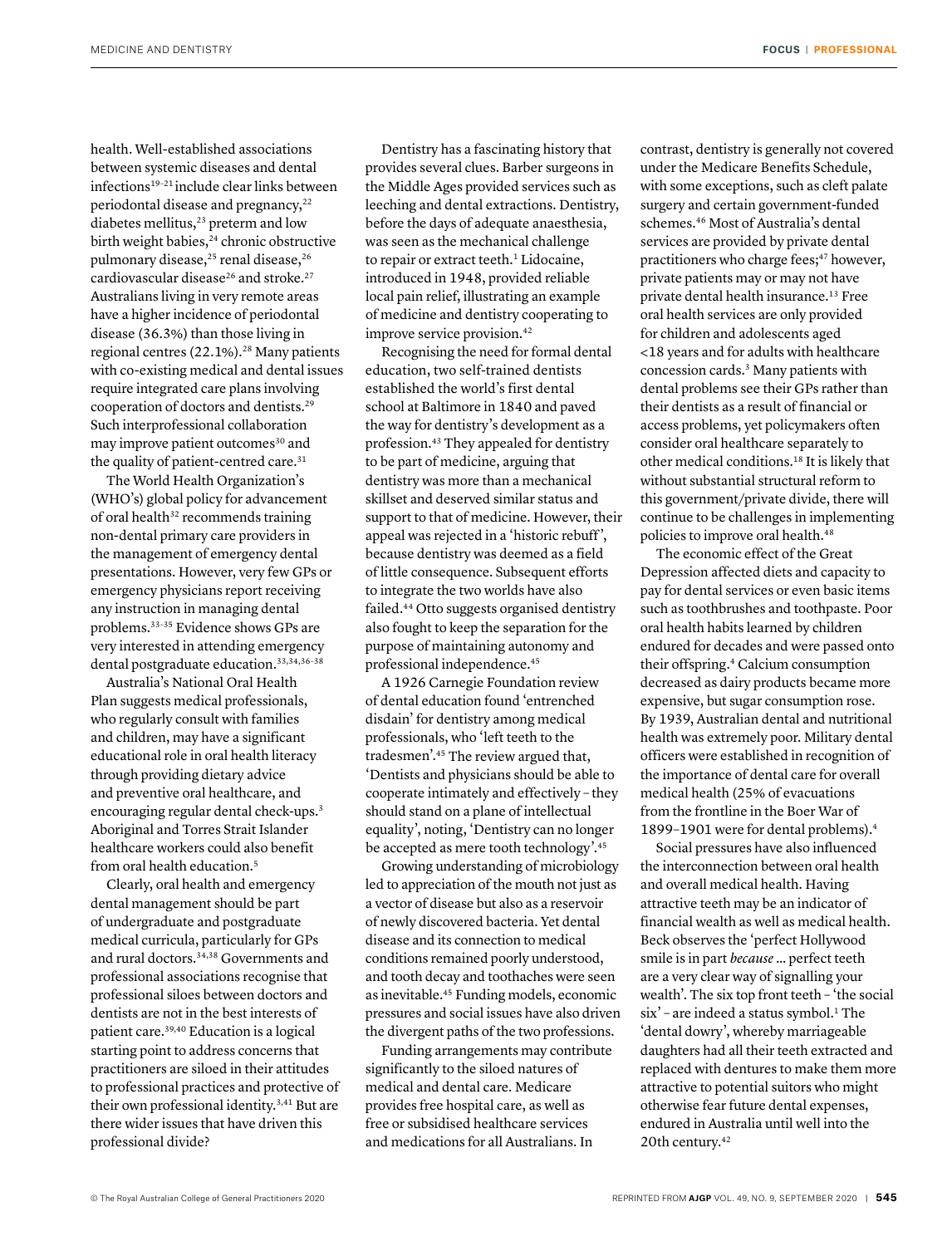health. Well-established associations between systemic diseases and dental infections[19–21] include clear links between periodontal disease and pregnancy,[22] diabetes mellitus,[23] preterm and low birth weight babies,[24] chronic obstructive pulmonary disease,[25] renal disease,[26] cardiovascular disease[26] and stroke.[27] Australians living in very remote areas have a higher incidence of periodontal disease (36.3%) than those living in regional centres (22.1%).[28] Many patients with co-existing medical and dental issues require integrated care plans involving cooperation of doctors and dentists.[29] Such interprofessional collaboration may improve patient outcomes[30] and the quality of patient-centred care.[31]

The World Health Organization's (WHO's) global policy for advancement of oral health[32] recommends training non-dental primary care providers in the management of emergency dental presentations. However, very few GPs or emergency physicians report receiving any instruction in managing dental problems.[33–35] Evidence shows GPs are very interested in attending emergency dental postgraduate education.[33,34,36–38]

Australia's National Oral Health Plan suggests medical professionals, who regularly consult with families and children, may have a significant educational role in oral health literacy through providing dietary advice and preventive oral healthcare, and encouraging regular dental check-ups.[3] Aboriginal and Torres Strait Islander healthcare workers could also benefit from oral health education.[5]

Clearly, oral health and emergency dental management should be part of undergraduate and postgraduate medical curricula, particularly for GPs and rural doctors.[34,38] Governments and professional associations recognise that professional siloes between doctors and dentists are not in the best interests of patient care.[39,40] Education is a logical starting point to address concerns that practitioners are siloed in their attitudes to professional practices and protective of their own professional identity.[3,41] But are there wider issues that have driven this professional divide?

Dentistry has a fascinating history that provides several clues. Barber surgeons in the Middle Ages provided services such as leeching and dental extractions. Dentistry, before the days of adequate anaesthesia, was seen as the mechanical challenge to repair or extract teeth.[1] Lidocaine, introduced in 1948, provided reliable local pain relief, illustrating an example of medicine and dentistry cooperating to improve service provision.[42]

Recognising the need for formal dental education, two self-trained dentists established the world's first dental school at Baltimore in 1840 and paved the way for dentistry's development as a profession.[43] They appealed for dentistry to be part of medicine, arguing that dentistry was more than a mechanical skillset and deserved similar status and support to that of medicine. However, their appeal was rejected in a 'historic rebuff', because dentistry was deemed as a field of little consequence. Subsequent efforts to integrate the two worlds have also failed.[44] Otto suggests organised dentistry also fought to keep the separation for the purpose of maintaining autonomy and professional independence.[45]

A 1926 Carnegie Foundation review of dental education found 'entrenched disdain' for dentistry among medical professionals, who 'left teeth to the tradesmen'.[45] The review argued that, 'Dentists and physicians should be able to cooperate intimately and effectively – they should stand on a plane of intellectual equality', noting, 'Dentistry can no longer be accepted as mere tooth technology'.[45]

Growing understanding of microbiology led to appreciation of the mouth not just as a vector of disease but also as a reservoir of newly discovered bacteria. Yet dental disease and its connection to medical conditions remained poorly understood, and tooth decay and toothaches were seen as inevitable.[45] Funding models, economic pressures and social issues have also driven the divergent paths of the two professions.

Funding arrangements may contribute significantly to the siloed natures of medical and dental care. Medicare provides free hospital care, as well as free or subsidised healthcare services and medications for all Australians. In contrast, dentistry is generally not covered under the Medicare Benefits Schedule, with some exceptions, such as cleft palate surgery and certain government-funded schemes.[46] Most of Australia's dental services are provided by private dental practitioners who charge fees;[47] however, private patients may or may not have private dental health insurance.[13] Free oral health services are only provided for children and adolescents aged <18 years and for adults with healthcare concession cards.[3] Many patients with dental problems see their GPs rather than their dentists as a result of financial or access problems, yet policymakers often consider oral healthcare separately to other medical conditions.[18] It is likely that without substantial structural reform to this government/private divide, there will continue to be challenges in implementing policies to improve oral health.[48]

The economic effect of the Great Depression affected diets and capacity to pay for dental services or even basic items such as toothbrushes and toothpaste. Poor oral health habits learned by children endured for decades and were passed onto their offspring.[4] Calcium consumption decreased as dairy products became more expensive, but sugar consumption rose. By 1939, Australian dental and nutritional health was extremely poor. Military dental officers were established in recognition of the importance of dental care for overall medical health (25% of evacuations from the frontline in the Boer War of 1899–1901 were for dental problems).[4]

Social pressures have also influenced the interconnection between oral health and overall medical health. Having attractive teeth may be an indicator of financial wealth as well as medical health. Beck observes the 'perfect Hollywood smile is in part *because* ... perfect teeth are a very clear way of signalling your wealth'. The six top front teeth – 'the social six' – are indeed a status symbol.[1] The 'dental dowry', whereby marriageable daughters had all their teeth extracted and replaced with dentures to make them more attractive to potential suitors who might otherwise fear future dental expenses, endured in Australia until well into the 20th century.[42]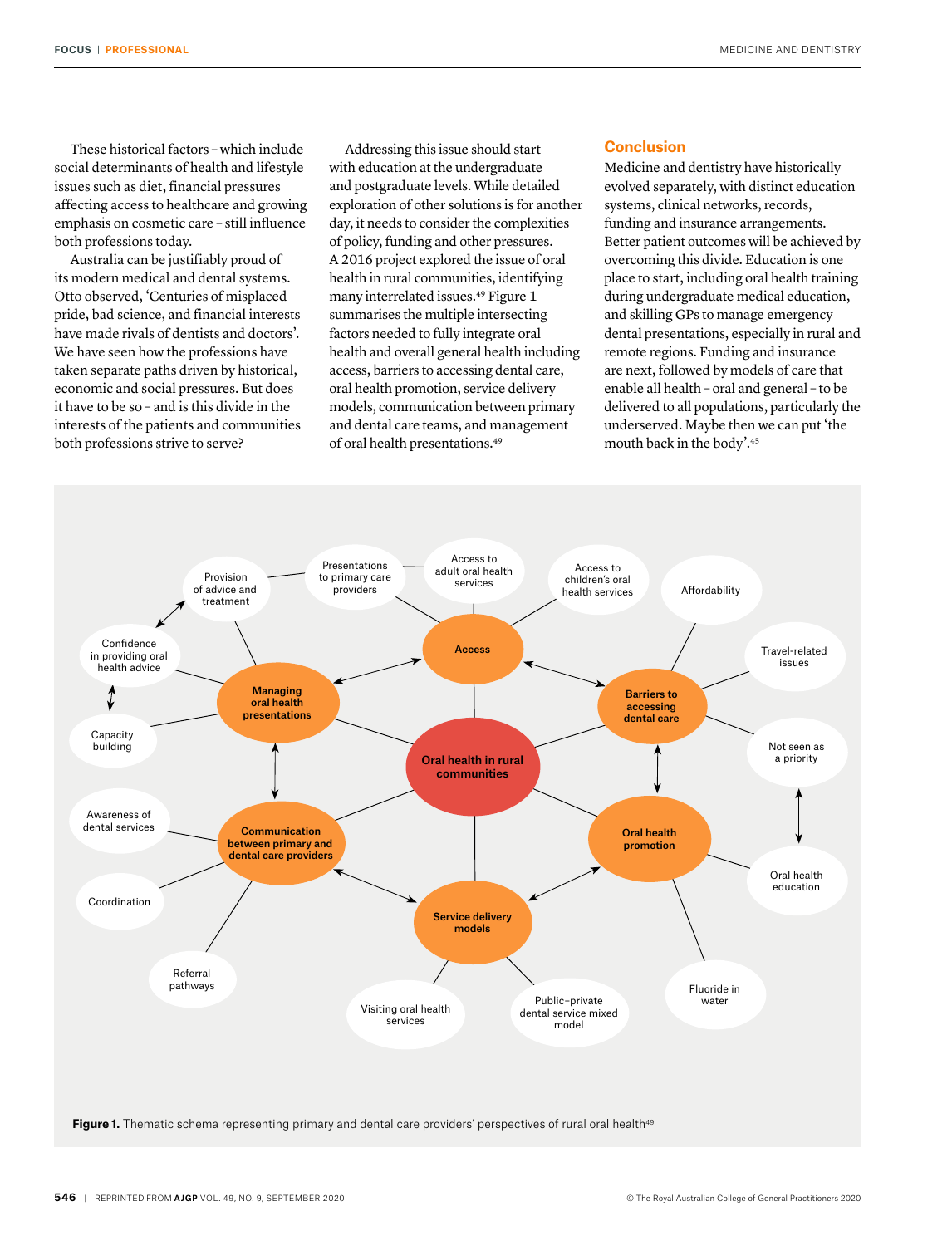These historical factors – which include social determinants of health and lifestyle issues such as diet, financial pressures affecting access to healthcare and growing emphasis on cosmetic care – still influence both professions today.

Australia can be justifiably proud of its modern medical and dental systems. Otto observed, 'Centuries of misplaced pride, bad science, and financial interests have made rivals of dentists and doctors'. We have seen how the professions have taken separate paths driven by historical, economic and social pressures. But does it have to be so – and is this divide in the interests of the patients and communities both professions strive to serve?

Addressing this issue should start with education at the undergraduate and postgraduate levels. While detailed exploration of other solutions is for another day, it needs to consider the complexities of policy, funding and other pressures. A 2016 project explored the issue of oral health in rural communities, identifying many interrelated issues.[49] Figure 1 summarises the multiple intersecting factors needed to fully integrate oral health and overall general health including access, barriers to accessing dental care, oral health promotion, service delivery models, communication between primary and dental care teams, and management of oral health presentations.[49]

## Conclusion

Medicine and dentistry have historically evolved separately, with distinct education systems, clinical networks, records, funding and insurance arrangements. Better patient outcomes will be achieved by overcoming this divide. Education is one place to start, including oral health training during undergraduate medical education, and skilling GPs to manage emergency dental presentations, especially in rural and remote regions. Funding and insurance are next, followed by models of care that enable all health – oral and general – to be delivered to all populations, particularly the underserved. Maybe then we can put 'the mouth back in the body'.[45]

**Figure 1.** Thematic schema representing primary and dental care providers' perspectives of rural oral health[49]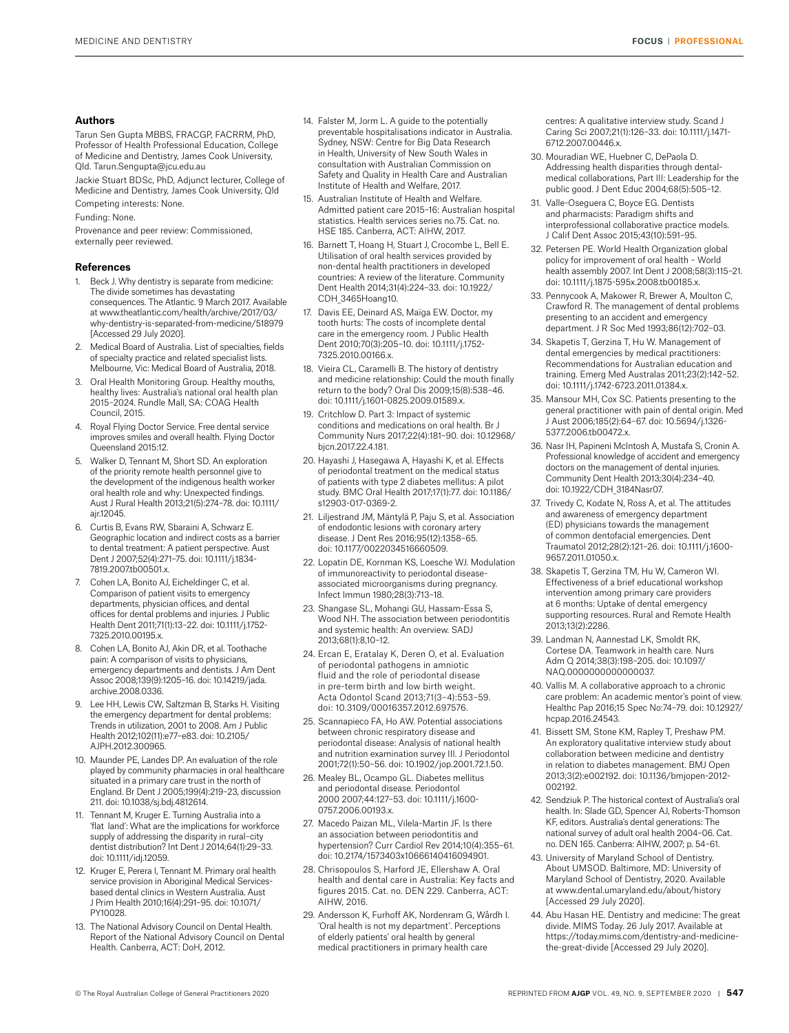## Authors

Tarun Sen Gupta MBBS, FRACGP, FACRRM, PhD, Professor of Health Professional Education, College of Medicine and Dentistry, James Cook University, Qld. Tarun.Sengupta@jcu.edu.au

Jackie Stuart BDSc, PhD, Adjunct lecturer, College of Medicine and Dentistry, James Cook University, Qld

Competing interests: None.

Funding: None.

Provenance and peer review: Commissioned, externally peer reviewed.

## References

1. Beck J. Why dentistry is separate from medicine: The divide sometimes has devastating consequences. The Atlantic. 9 March 2017. Available at www.theatlantic.com/health/archive/2017/03/why-dentistry-is-separated-from-medicine/518979 [Accessed 29 July 2020].
2. Medical Board of Australia. List of specialties, fields of specialty practice and related specialist lists. Melbourne, Vic: Medical Board of Australia, 2018.
3. Oral Health Monitoring Group. Healthy mouths, healthy lives: Australia's national oral health plan 2015–2024. Rundle Mall, SA: COAG Health Council, 2015.
4. Royal Flying Doctor Service. Free dental service improves smiles and overall health. Flying Doctor Queensland 2015:12.
5. Walker D, Tennant M, Short SD. An exploration of the priority remote health personnel give to the development of the indigenous health worker oral health role and why: Unexpected findings. Aust J Rural Health 2013;21(5):274–78. doi: 10.1111/ajr.12045.
6. Curtis B, Evans RW, Sbaraini A, Schwarz E. Geographic location and indirect costs as a barrier to dental treatment: A patient perspective. Aust Dent J 2007;52(4):271–75. doi: 10.1111/j.1834-7819.2007.tb00501.x.
7. Cohen LA, Bonito AJ, Eicheldinger C, et al. Comparison of patient visits to emergency departments, physician offices, and dental offices for dental problems and injuries. J Public Health Dent 2011;71(1):13–22. doi: 10.1111/j.1752-7325.2010.00195.x.
8. Cohen LA, Bonito AJ, Akin DR, et al. Toothache pain: A comparison of visits to physicians, emergency departments and dentists. J Am Dent Assoc 2008;139(9):1205–16. doi: 10.14219/jada.archive.2008.0336.
9. Lee HH, Lewis CW, Saltzman B, Starks H. Visiting the emergency department for dental problems: Trends in utilization, 2001 to 2008. Am J Public Health 2012;102(11):e77–e83. doi: 10.2105/AJPH.2012.300965.
10. Maunder PE, Landes DP. An evaluation of the role played by community pharmacies in oral healthcare situated in a primary care trust in the north of England. Br Dent J 2005;199(4):219–23, discussion 211. doi: 10.1038/sj.bdj.4812614.
11. Tennant M, Kruger E. Turning Australia into a 'flat land': What are the implications for workforce supply of addressing the disparity in rural–city dentist distribution? Int Dent J 2014;64(1):29–33. doi: 10.1111/idj.12059.
12. Kruger E, Perera I, Tennant M. Primary oral health service provision in Aboriginal Medical Services-based dental clinics in Western Australia. Aust J Prim Health 2010;16(4):291–95. doi: 10.1071/PY10028.
13. The National Advisory Council on Dental Health. Report of the National Advisory Council on Dental Health. Canberra, ACT: DoH, 2012.
14. Falster M, Jorm L. A guide to the potentially preventable hospitalisations indicator in Australia. Sydney, NSW: Centre for Big Data Research in Health, University of New South Wales in consultation with Australian Commission on Safety and Quality in Health Care and Australian Institute of Health and Welfare, 2017.
15. Australian Institute of Health and Welfare. Admitted patient care 2015–16: Australian hospital statistics. Health services series no.75. Cat. no. HSE 185. Canberra, ACT: AIHW, 2017.
16. Barnett T, Hoang H, Stuart J, Crocombe L, Bell E. Utilisation of oral health services provided by non-dental health practitioners in developed countries: A review of the literature. Community Dent Health 2014;31(4):224–33. doi: 10.1922/CDH_3465Hoang10.
17. Davis EE, Deinard AS, Maïga EW. Doctor, my tooth hurts: The costs of incomplete dental care in the emergency room. J Public Health Dent 2010;70(3):205–10. doi: 10.1111/j.1752-7325.2010.00166.x.
18. Vieira CL, Caramelli B. The history of dentistry and medicine relationship: Could the mouth finally return to the body? Oral Dis 2009;15(8):538–46. doi: 10.1111/j.1601-0825.2009.01589.x.
19. Critchlow D. Part 3: Impact of systemic conditions and medications on oral health. Br J Community Nurs 2017;22(4):181–90. doi: 10.12968/bjcn.2017.22.4.181.
20. Hayashi J, Hasegawa A, Hayashi K, et al. Effects of periodontal treatment on the medical status of patients with type 2 diabetes mellitus: A pilot study. BMC Oral Health 2017;17(1):77. doi: 10.1186/s12903-017-0369-2.
21. Liljestrand JM, Mäntylä P, Paju S, et al. Association of endodontic lesions with coronary artery disease. J Dent Res 2016;95(12):1358–65. doi: 10.1177/0022034516660509.
22. Lopatin DE, Kornman KS, Loesche WJ. Modulation of immunoreactivity to periodontal disease-associated microorganisms during pregnancy. Infect Immun 1980;28(3):713–18.
23. Shangase SL, Mohangi GU, Hassam-Essa S, Wood NH. The association between periodontitis and systemic health: An overview. SADJ 2013;68(1):8,10–12.
24. Ercan E, Eratalay K, Deren O, et al. Evaluation of periodontal pathogens in amniotic fluid and the role of periodontal disease in pre-term birth and low birth weight. Acta Odontol Scand 2013;71(3–4):553–59. doi: 10.3109/00016357.2012.697576.
25. Scannapieco FA, Ho AW. Potential associations between chronic respiratory disease and periodontal disease: Analysis of national health and nutrition examination survey III. J Periodontol 2001;72(1):50–56. doi: 10.1902/jop.2001.72.1.50.
26. Mealey BL, Ocampo GL. Diabetes mellitus and periodontal disease. Periodontol 2000 2007;44:127–53. doi: 10.1111/j.1600-0757.2006.00193.x.
27. Macedo Paizan ML, Vilela-Martin JF. Is there an association between periodontitis and hypertension? Curr Cardiol Rev 2014;10(4):355–61. doi: 10.2174/1573403x10666140416094901.
28. Chrisopoulos S, Harford JE, Ellershaw A. Oral health and dental care in Australia: Key facts and figures 2015. Cat. no. DEN 229. Canberra, ACT: AIHW, 2016.
29. Andersson K, Furhoff AK, Nordenram G, Wårdh I. 'Oral health is not my department'. Perceptions of elderly patients' oral health by general medical practitioners in primary health care centres: A qualitative interview study. Scand J Caring Sci 2007;21(1):126–33. doi: 10.1111/j.1471-6712.2007.00446.x.
30. Mouradian WE, Huebner CE, DePaola D. Addressing health disparities through dental-medical collaborations, Part III: Leadership for the public good. J Dent Educ 2004;68(5):505–12.
31. Valle-Oseguera C, Boyce EG. Dentists and pharmacists: Paradigm shifts and interprofessional collaborative practice models. J Calif Dent Assoc 2015;43(10):591–95.
32. Petersen PE. World Health Organization global policy for improvement of oral health – World health assembly 2007. Int Dent J 2008;58(3):115–21. doi: 10.1111/j.1875-595x.2008.tb00185.x.
33. Pennycook A, Makower R, Brewer A, Moulton C, Crawford R. The management of dental problems presenting to an accident and emergency department. J R Soc Med 1993;86(12):702–03.
34. Skapetis T, Gerzina T, Hu W. Management of dental emergencies by medical practitioners: Recommendations for Australian education and training. Emerg Med Australas 2011;23(2):142–52. doi: 10.1111/j.1742-6723.2011.01384.x.
35. Mansour MH, Cox SC. Patients presenting to the general practitioner with pain of dental origin. Med J Aust 2006;185(2):64–67. doi: 10.5694/j.1326-5377.2006.tb00472.x.
36. Nasr IH, Papineni McIntosh A, Mustafa S, Cronin A. Professional knowledge of accident and emergency doctors on the management of dental injuries. Community Dent Health 2013;30(4):234–40. doi: 10.1922/CDH_3184Nasr07.
37. Trivedy C, Kodate N, Ross A, et al. The attitudes and awareness of emergency department (ED) physicians towards the management of common dentofacial emergencies. Dent Traumatol 2012;28(2):121–26. doi: 10.1111/j.1600-9657.2011.01050.x.
38. Skapetis T, Gerzina TM, Hu W, Cameron WI. Effectiveness of a brief educational workshop intervention among primary care providers at 6 months: Uptake of dental emergency supporting resources. Rural and Remote Health 2013;13(2):2286.
39. Landman N, Aannestad LK, Smoldt RK, Cortese DA. Teamwork in health care. Nurs Adm Q 2014;38(3):198–205. doi: 10.1097/NAQ.0000000000000037.
40. Vallis M. A collaborative approach to a chronic care problem: An academic mentor's point of view. Healthc Pap 2016;15 Spec No:74–79. doi: 10.12927/hcpap.2016.24543.
41. Bissett SM, Stone KM, Rapley T, Preshaw PM. An exploratory qualitative interview study about collaboration between medicine and dentistry in relation to diabetes management. BMJ Open 2013;3(2):e002192. doi: 10.1136/bmjopen-2012-002192.
42. Sendziuk P. The historical context of Australia's oral health. In: Slade GD, Spencer AJ, Roberts-Thomson KF, editors. Australia's dental generations: The national survey of adult oral health 2004–06. Cat. no. DEN 165. Canberra: AIHW, 2007; p. 54–61.
43. University of Maryland School of Dentistry. About UMSOD. Baltimore, MD: University of Maryland School of Dentistry, 2020. Available at www.dental.umaryland.edu/about/history [Accessed 29 July 2020].
44. Abu Hasan HE. Dentistry and medicine: The great divide. MIMS Today. 26 July 2017. Available at https://today.mims.com/dentistry-and-medicine-the-great-divide [Accessed 29 July 2020].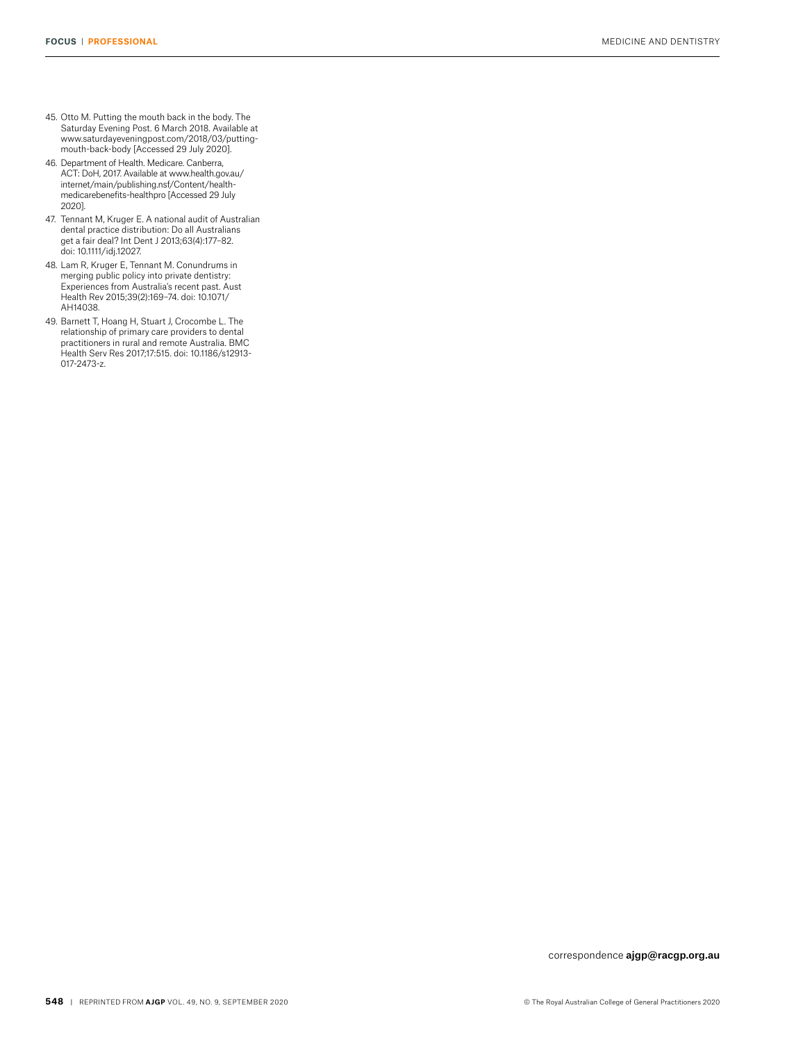45. Otto M. Putting the mouth back in the body. The Saturday Evening Post. 6 March 2018. Available at www.saturdayeveningpost.com/2018/03/putting-mouth-back-body [Accessed 29 July 2020].
46. Department of Health. Medicare. Canberra, ACT: DoH, 2017. Available at www.health.gov.au/internet/main/publishing.nsf/Content/health-medicarebenefits-healthpro [Accessed 29 July 2020].
47. Tennant M, Kruger E. A national audit of Australian dental practice distribution: Do all Australians get a fair deal? Int Dent J 2013;63(4):177–82. doi: 10.1111/idj.12027.
48. Lam R, Kruger E, Tennant M. Conundrums in merging public policy into private dentistry: Experiences from Australia's recent past. Aust Health Rev 2015;39(2):169–74. doi: 10.1071/AH14038.
49. Barnett T, Hoang H, Stuart J, Crocombe L. The relationship of primary care providers to dental practitioners in rural and remote Australia. BMC Health Serv Res 2017;17:515. doi: 10.1186/s12913-017-2473-z.

correspondence **ajgp@racgp.org.au**